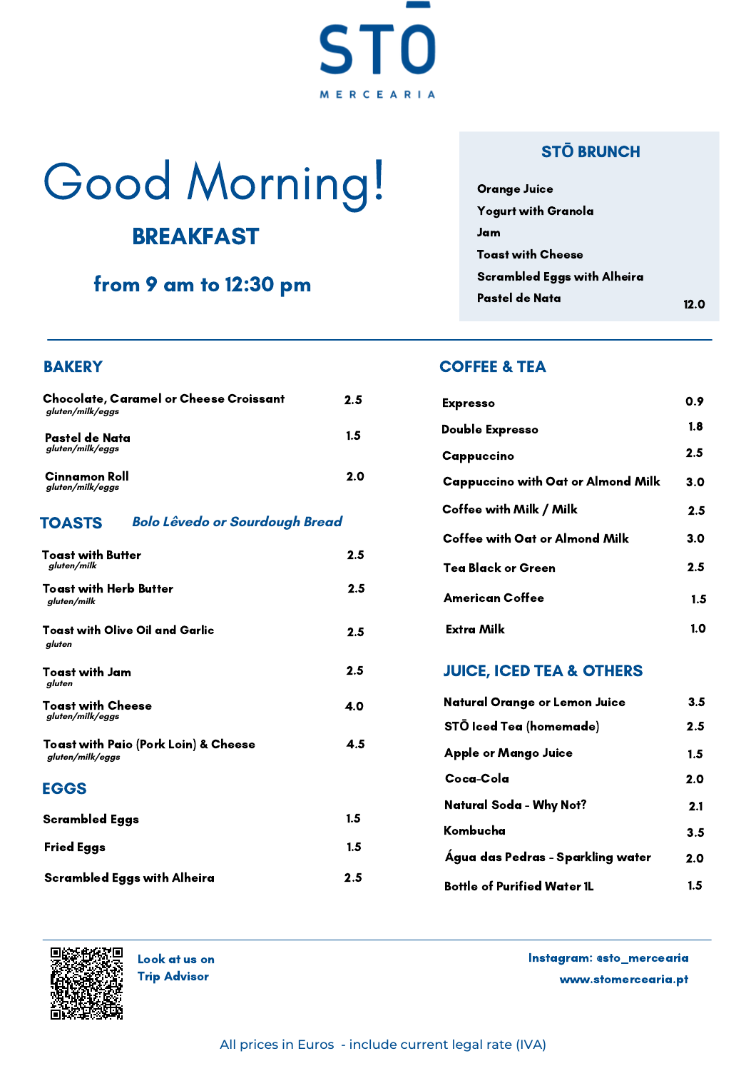# STŌ

MERCEARIA

# Good Morning!

## BREAKFAST

**from 9 am to 12:30 pm**

## STŌ BRUNCH

- Orange Juice
- Yogurt with Granola
- Jam
- Toast with Cheese
- Scrambled Eggs with Alheira
- Pastel de Nata

**12.0**

## BAKERY

| Item | Price |
|---|---|
| **Chocolate, Caramel or Cheese Croissant** *gluten/milk/eggs* | 2.5 |
| **Pastel de Nata** *gluten/milk/eggs* | 1.5 |
| **Cinnamon Roll** *gluten/milk/eggs* | 2.0 |

## TOASTS *Bolo Lêvedo or Sourdough Bread*

| Item | Price |
|---|---|
| **Toast with Butter** *gluten/milk* | 2.5 |
| **Toast with Herb Butter** *gluten/milk* | 2.5 |
| **Toast with Olive Oil and Garlic** *gluten* | 2.5 |
| **Toast with Jam** *gluten* | 2.5 |
| **Toast with Cheese** *gluten/milk/eggs* | 4.0 |
| **Toast with Paio (Pork Loin) & Cheese** *gluten/milk/eggs* | 4.5 |

## EGGS

| Item | Price |
|---|---|
| Scrambled Eggs | 1.5 |
| Fried Eggs | 1.5 |
| Scrambled Eggs with Alheira | 2.5 |

## COFFEE & TEA

| Item | Price |
|---|---|
| Expresso | 0.9 |
| Double Expresso | 1.8 |
| Cappuccino | 2.5 |
| Cappuccino with Oat or Almond Milk | 3.0 |
| Coffee with Milk / Milk | 2.5 |
| Coffee with Oat or Almond Milk | 3.0 |
| Tea Black or Green | 2.5 |
| American Coffee | 1.5 |
| Extra Milk | 1.0 |

## JUICE, ICED TEA & OTHERS

| Item | Price |
|---|---|
| Natural Orange or Lemon Juice | 3.5 |
| STŌ Iced Tea (homemade) | 2.5 |
| Apple or Mango Juice | 1.5 |
| Coca-Cola | 2.0 |
| Natural Soda - Why Not? | 2.1 |
| Kombucha | 3.5 |
| Água das Pedras - Sparkling water | 2.0 |
| Bottle of Purified Water 1L | 1.5 |

Look at us on Trip Advisor

Instagram: @sto_mercearia

www.stomercearia.pt

All prices in Euros - include current legal rate (IVA)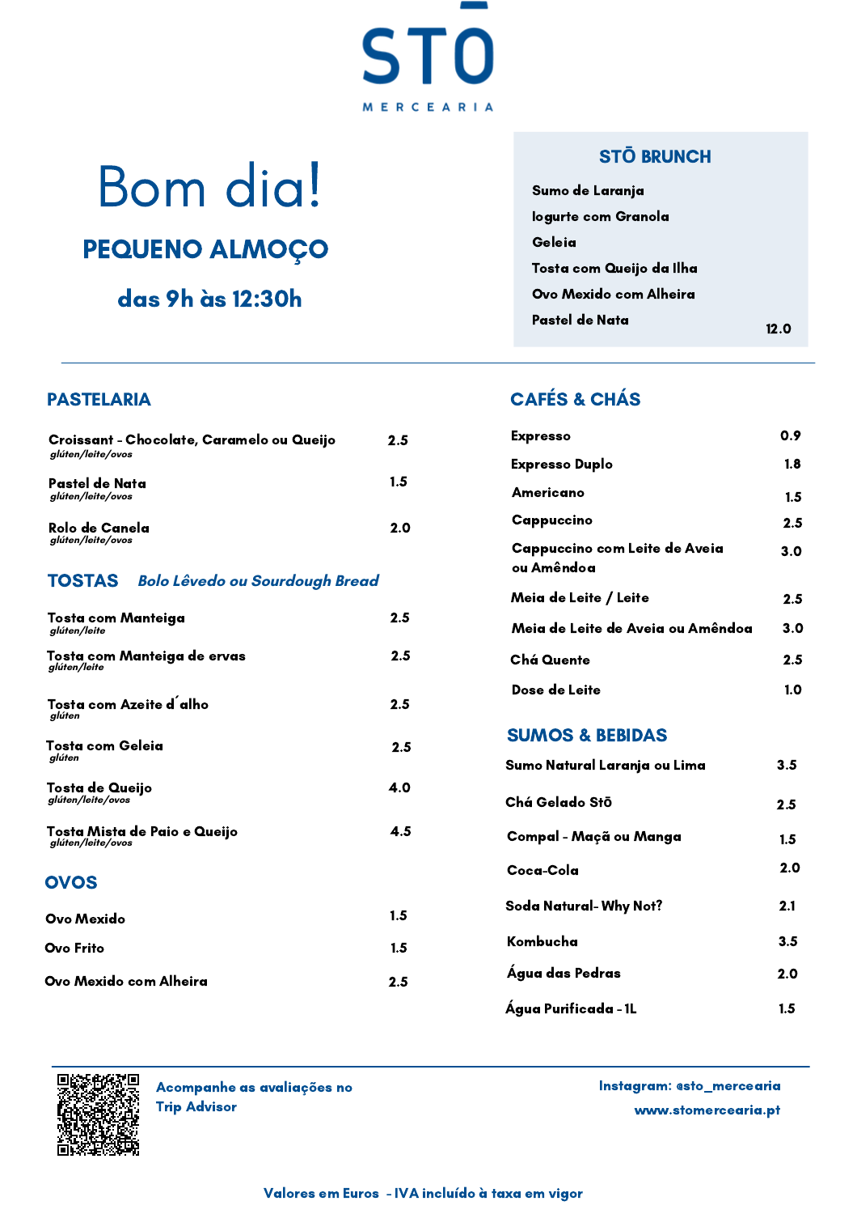# STŌ

MERCEARIA

# Bom dia!

## PEQUENO ALMOÇO

### das 9h às 12:30h

## STŌ BRUNCH

Sumo de Laranja
Iogurte com Granola
Geleia
Tosta com Queijo da Ilha
Ovo Mexido com Alheira
Pastel de Nata

**12.0**

## PASTELARIA

| | |
|---|---|
| Croissant - Chocolate, Caramelo ou Queijo *glúten/leite/ovos* | 2.5 |
| Pastel de Nata *glúten/leite/ovos* | 1.5 |
| Rolo de Canela *glúten/leite/ovos* | 2.0 |

## TOSTAS *Bolo Lêvedo ou Sourdough Bread*

| | |
|---|---|
| Tosta com Manteiga *glúten/leite* | 2.5 |
| Tosta com Manteiga de ervas *glúten/leite* | 2.5 |
| Tosta com Azeite d´alho *glúten* | 2.5 |
| Tosta com Geleia *glúten* | 2.5 |
| Tosta de Queijo *glúten/leite/ovos* | 4.0 |
| Tosta Mista de Paio e Queijo *glúten/leite/ovos* | 4.5 |

## OVOS

| | |
|---|---|
| Ovo Mexido | 1.5 |
| Ovo Frito | 1.5 |
| Ovo Mexido com Alheira | 2.5 |

## CAFÉS & CHÁS

| | |
|---|---|
| Expresso | 0.9 |
| Expresso Duplo | 1.8 |
| Americano | 1.5 |
| Cappuccino | 2.5 |
| Cappuccino com Leite de Aveia ou Amêndoa | 3.0 |
| Meia de Leite / Leite | 2.5 |
| Meia de Leite de Aveia ou Amêndoa | 3.0 |
| Chá Quente | 2.5 |
| Dose de Leite | 1.0 |

## SUMOS & BEBIDAS

| | |
|---|---|
| Sumo Natural Laranja ou Lima | 3.5 |
| Chá Gelado Stō | 2.5 |
| Compal - Maçã ou Manga | 1.5 |
| Coca-Cola | 2.0 |
| Soda Natural- Why Not? | 2.1 |
| Kombucha | 3.5 |
| Água das Pedras | 2.0 |
| Água Purificada - 1L | 1.5 |

Acompanhe as avaliações no Trip Advisor

Instagram: @sto_mercearia
www.stomercearia.pt

Valores em Euros - IVA incluído à taxa em vigor